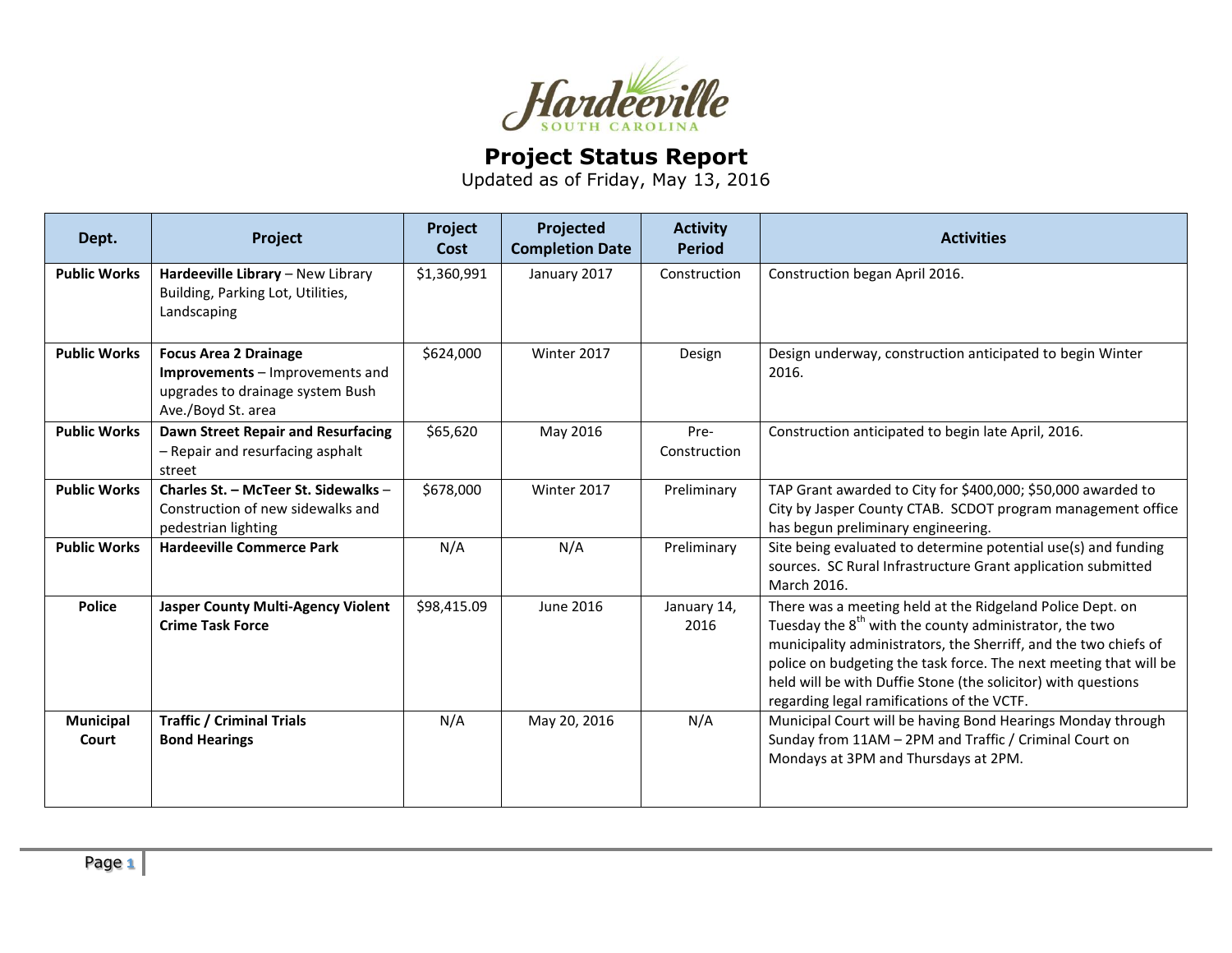# Hardeeville

SOUTH CAROLINA

## Project Status Report

Updated as of Friday, May 13, 2016

| Dept. | Project | Project Cost | Projected Completion Date | Activity Period | Activities |
|---|---|---|---|---|---|
| **Public Works** | **Hardeeville Library** – New Library Building, Parking Lot, Utilities, Landscaping | $1,360,991 | January 2017 | Construction | Construction began April 2016. |
| **Public Works** | **Focus Area 2 Drainage Improvements** – Improvements and upgrades to drainage system Bush Ave./Boyd St. area | $624,000 | Winter 2017 | Design | Design underway, construction anticipated to begin Winter 2016. |
| **Public Works** | **Dawn Street Repair and Resurfacing** – Repair and resurfacing asphalt street | $65,620 | May 2016 | Pre-Construction | Construction anticipated to begin late April, 2016. |
| **Public Works** | **Charles St. – McTeer St. Sidewalks** – Construction of new sidewalks and pedestrian lighting | $678,000 | Winter 2017 | Preliminary | TAP Grant awarded to City for $400,000; $50,000 awarded to City by Jasper County CTAB. SCDOT program management office has begun preliminary engineering. |
| **Public Works** | **Hardeeville Commerce Park** | N/A | N/A | Preliminary | Site being evaluated to determine potential use(s) and funding sources. SC Rural Infrastructure Grant application submitted March 2016. |
| **Police** | **Jasper County Multi-Agency Violent Crime Task Force** | $98,415.09 | June 2016 | January 14, 2016 | There was a meeting held at the Ridgeland Police Dept. on Tuesday the 8th with the county administrator, the two municipality administrators, the Sherriff, and the two chiefs of police on budgeting the task force. The next meeting that will be held will be with Duffie Stone (the solicitor) with questions regarding legal ramifications of the VCTF. |
| **Municipal Court** | **Traffic / Criminal Trials Bond Hearings** | N/A | May 20, 2016 | N/A | Municipal Court will be having Bond Hearings Monday through Sunday from 11AM – 2PM and Traffic / Criminal Court on Mondays at 3PM and Thursdays at 2PM. |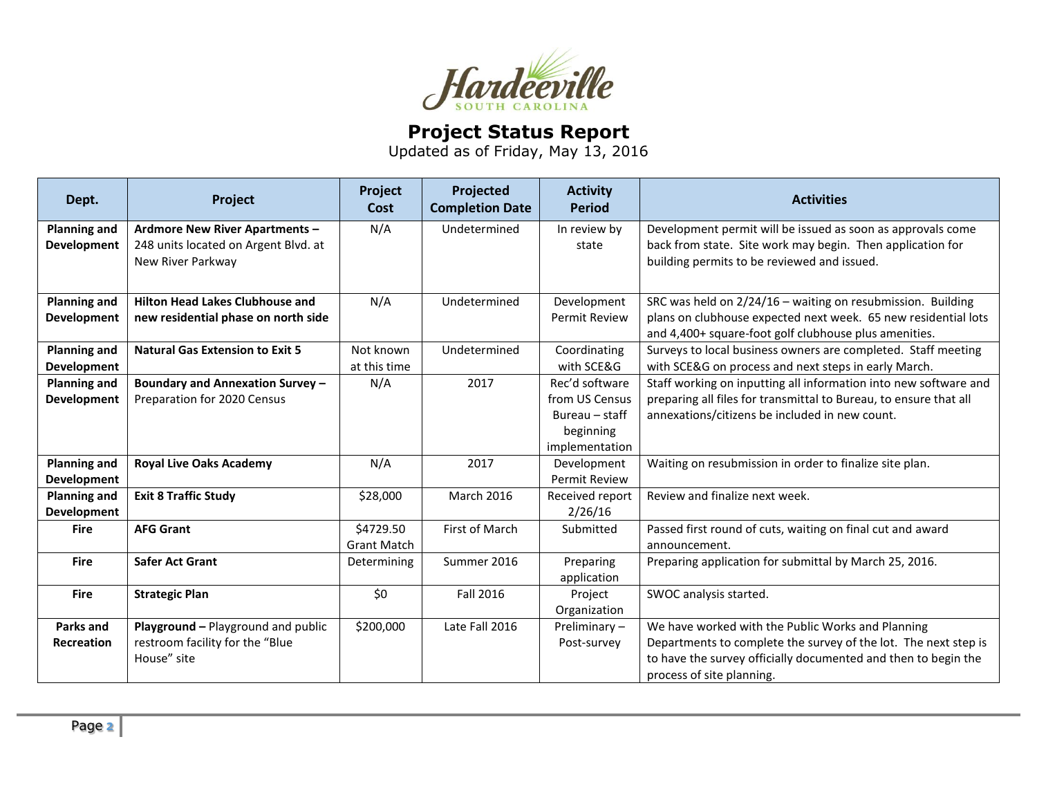# Project Status Report

Updated as of Friday, May 13, 2016

| Dept. | Project | Project Cost | Projected Completion Date | Activity Period | Activities |
|---|---|---|---|---|---|
| **Planning and Development** | **Ardmore New River Apartments –** 248 units located on Argent Blvd. at New River Parkway | N/A | Undetermined | In review by state | Development permit will be issued as soon as approvals come back from state. Site work may begin. Then application for building permits to be reviewed and issued. |
| **Planning and Development** | **Hilton Head Lakes Clubhouse and new residential phase on north side** | N/A | Undetermined | Development Permit Review | SRC was held on 2/24/16 – waiting on resubmission. Building plans on clubhouse expected next week. 65 new residential lots and 4,400+ square-foot golf clubhouse plus amenities. |
| **Planning and Development** | **Natural Gas Extension to Exit 5** | Not known at this time | Undetermined | Coordinating with SCE&G | Surveys to local business owners are completed. Staff meeting with SCE&G on process and next steps in early March. |
| **Planning and Development** | **Boundary and Annexation Survey –** Preparation for 2020 Census | N/A | 2017 | Rec'd software from US Census Bureau – staff beginning implementation | Staff working on inputting all information into new software and preparing all files for transmittal to Bureau, to ensure that all annexations/citizens be included in new count. |
| **Planning and Development** | **Royal Live Oaks Academy** | N/A | 2017 | Development Permit Review | Waiting on resubmission in order to finalize site plan. |
| **Planning and Development** | **Exit 8 Traffic Study** | $28,000 | March 2016 | Received report 2/26/16 | Review and finalize next week. |
| **Fire** | **AFG Grant** | $4729.50 Grant Match | First of March | Submitted | Passed first round of cuts, waiting on final cut and award announcement. |
| **Fire** | **Safer Act Grant** | Determining | Summer 2016 | Preparing application | Preparing application for submittal by March 25, 2016. |
| **Fire** | **Strategic Plan** | $0 | Fall 2016 | Project Organization | SWOC analysis started. |
| **Parks and Recreation** | **Playground –** Playground and public restroom facility for the "Blue House" site | $200,000 | Late Fall 2016 | Preliminary – Post-survey | We have worked with the Public Works and Planning Departments to complete the survey of the lot. The next step is to have the survey officially documented and then to begin the process of site planning. |